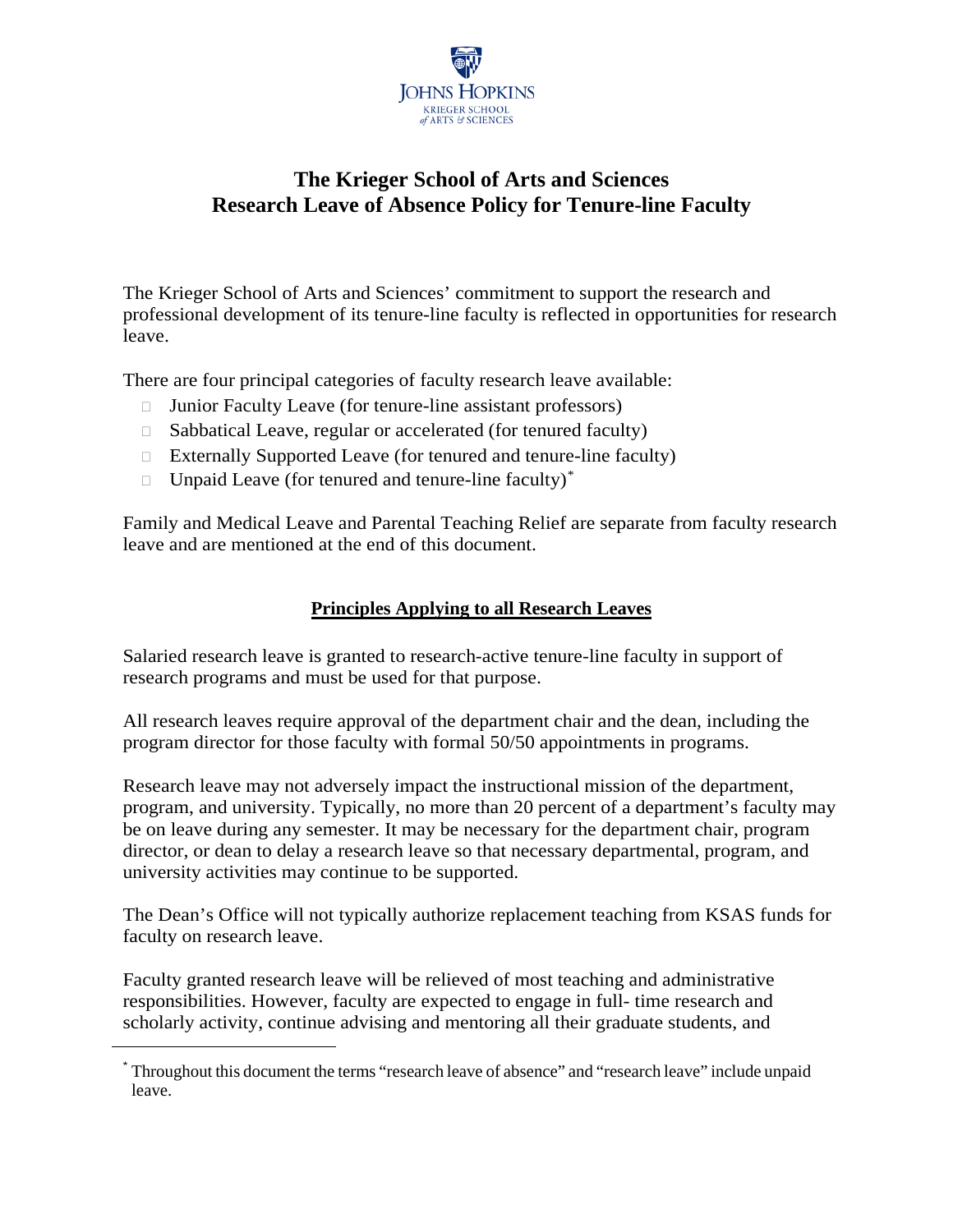# The Krieger School of Arts and Sciences
# Research Leave of Absence Policy for Tenure-line Faculty

The Krieger School of Arts and Sciences' commitment to support the research and professional development of its tenure-line faculty is reflected in opportunities for research leave.

There are four principal categories of faculty research leave available:

- Junior Faculty Leave (for tenure-line assistant professors)
- Sabbatical Leave, regular or accelerated (for tenured faculty)
- Externally Supported Leave (for tenured and tenure-line faculty)
- Unpaid Leave (for tenured and tenure-line faculty)*

Family and Medical Leave and Parental Teaching Relief are separate from faculty research leave and are mentioned at the end of this document.

## Principles Applying to all Research Leaves

Salaried research leave is granted to research-active tenure-line faculty in support of research programs and must be used for that purpose.

All research leaves require approval of the department chair and the dean, including the program director for those faculty with formal 50/50 appointments in programs.

Research leave may not adversely impact the instructional mission of the department, program, and university. Typically, no more than 20 percent of a department's faculty may be on leave during any semester. It may be necessary for the department chair, program director, or dean to delay a research leave so that necessary departmental, program, and university activities may continue to be supported.

The Dean's Office will not typically authorize replacement teaching from KSAS funds for faculty on research leave.

Faculty granted research leave will be relieved of most teaching and administrative responsibilities. However, faculty are expected to engage in full- time research and scholarly activity, continue advising and mentoring all their graduate students, and

---

* Throughout this document the terms "research leave of absence" and "research leave" include unpaid leave.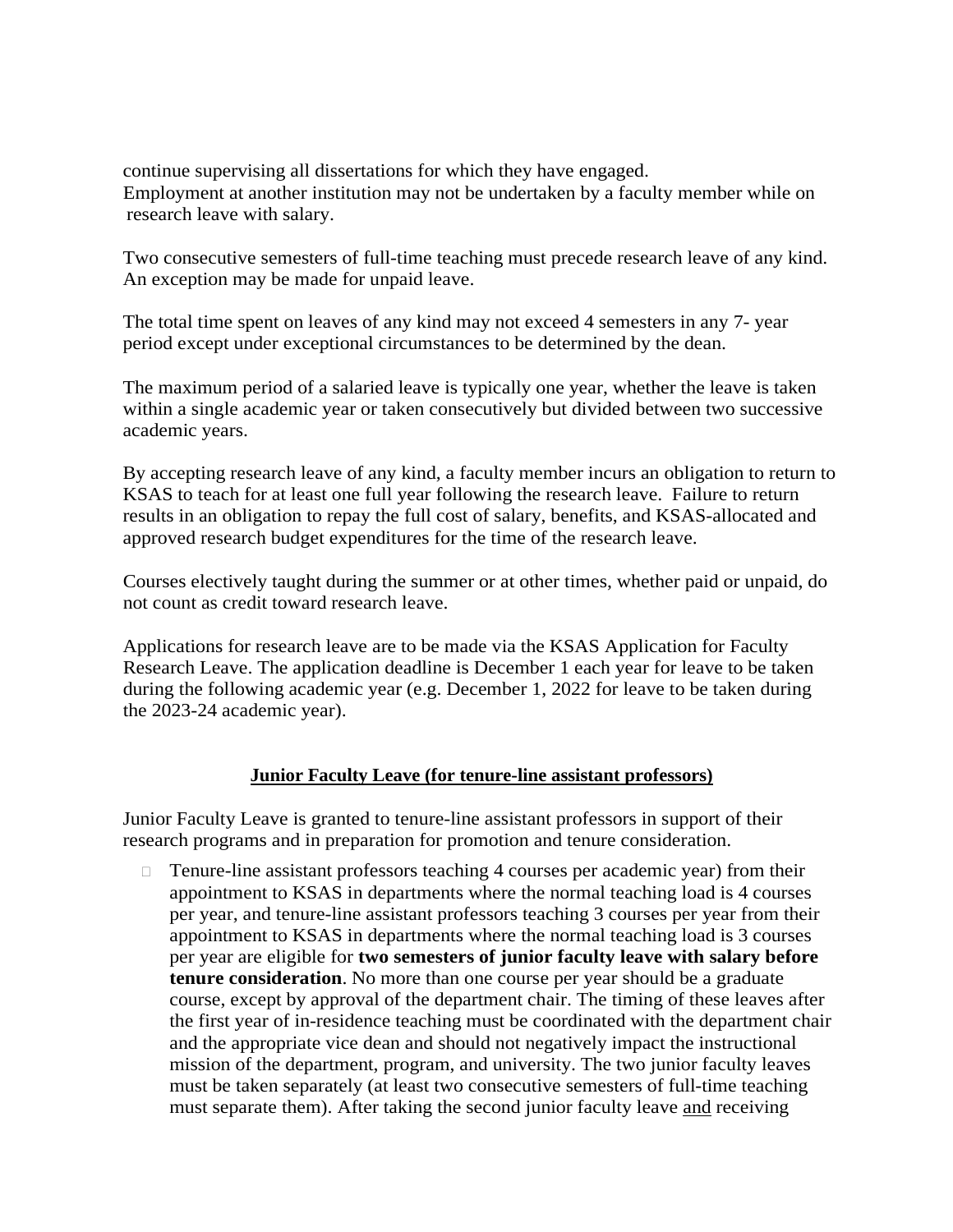continue supervising all dissertations for which they have engaged.
Employment at another institution may not be undertaken by a faculty member while on research leave with salary.

Two consecutive semesters of full-time teaching must precede research leave of any kind. An exception may be made for unpaid leave.

The total time spent on leaves of any kind may not exceed 4 semesters in any 7- year period except under exceptional circumstances to be determined by the dean.

The maximum period of a salaried leave is typically one year, whether the leave is taken within a single academic year or taken consecutively but divided between two successive academic years.

By accepting research leave of any kind, a faculty member incurs an obligation to return to KSAS to teach for at least one full year following the research leave. Failure to return results in an obligation to repay the full cost of salary, benefits, and KSAS-allocated and approved research budget expenditures for the time of the research leave.

Courses electively taught during the summer or at other times, whether paid or unpaid, do not count as credit toward research leave.

Applications for research leave are to be made via the KSAS Application for Faculty Research Leave. The application deadline is December 1 each year for leave to be taken during the following academic year (e.g. December 1, 2022 for leave to be taken during the 2023-24 academic year).

## Junior Faculty Leave (for tenure-line assistant professors)

Junior Faculty Leave is granted to tenure-line assistant professors in support of their research programs and in preparation for promotion and tenure consideration.

- Tenure-line assistant professors teaching 4 courses per academic year) from their appointment to KSAS in departments where the normal teaching load is 4 courses per year, and tenure-line assistant professors teaching 3 courses per year from their appointment to KSAS in departments where the normal teaching load is 3 courses per year are eligible for **two semesters of junior faculty leave with salary before tenure consideration**. No more than one course per year should be a graduate course, except by approval of the department chair. The timing of these leaves after the first year of in-residence teaching must be coordinated with the department chair and the appropriate vice dean and should not negatively impact the instructional mission of the department, program, and university. The two junior faculty leaves must be taken separately (at least two consecutive semesters of full-time teaching must separate them). After taking the second junior faculty leave and receiving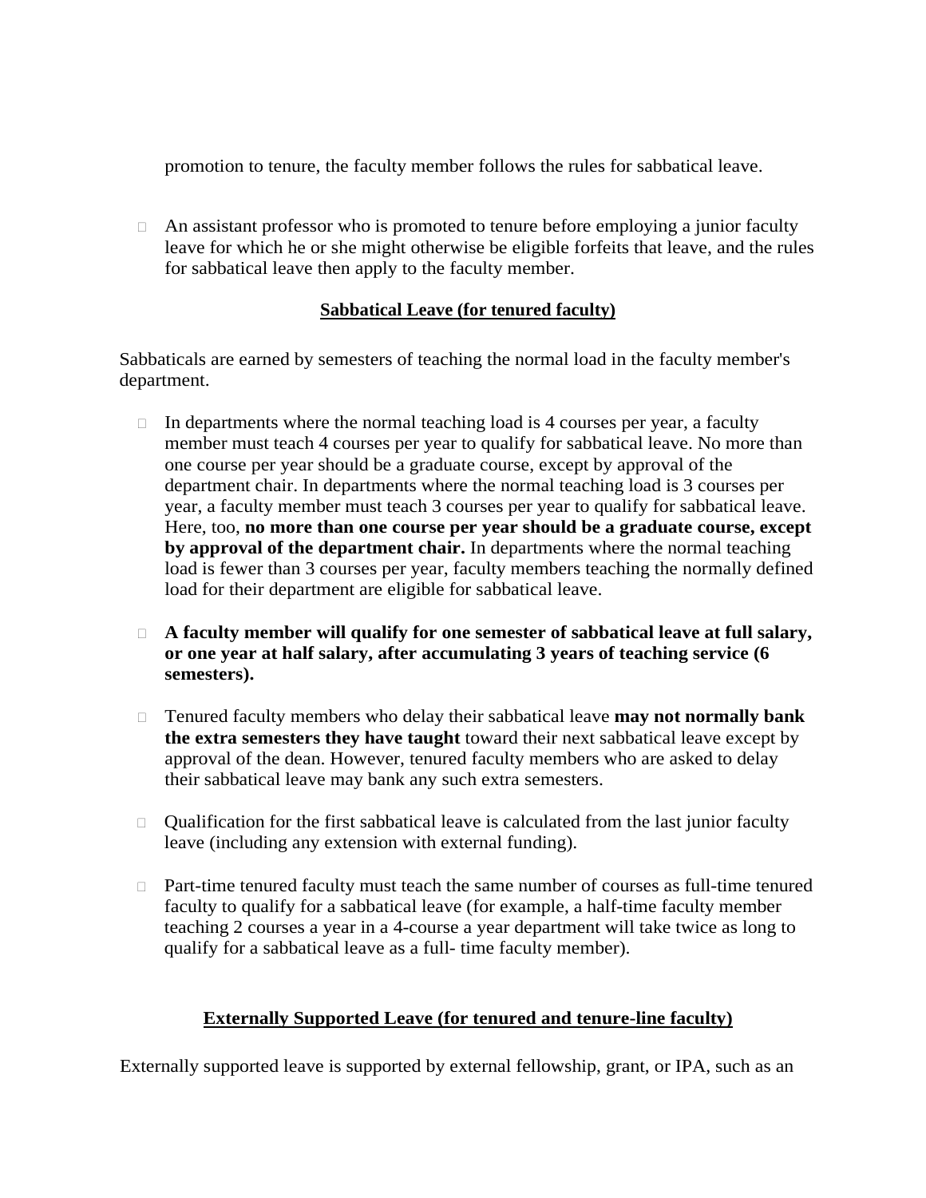promotion to tenure, the faculty member follows the rules for sabbatical leave.

- An assistant professor who is promoted to tenure before employing a junior faculty leave for which he or she might otherwise be eligible forfeits that leave, and the rules for sabbatical leave then apply to the faculty member.

## Sabbatical Leave (for tenured faculty)

Sabbaticals are earned by semesters of teaching the normal load in the faculty member's department.

- In departments where the normal teaching load is 4 courses per year, a faculty member must teach 4 courses per year to qualify for sabbatical leave. No more than one course per year should be a graduate course, except by approval of the department chair. In departments where the normal teaching load is 3 courses per year, a faculty member must teach 3 courses per year to qualify for sabbatical leave. Here, too, **no more than one course per year should be a graduate course, except by approval of the department chair.** In departments where the normal teaching load is fewer than 3 courses per year, faculty members teaching the normally defined load for their department are eligible for sabbatical leave.

- **A faculty member will qualify for one semester of sabbatical leave at full salary, or one year at half salary, after accumulating 3 years of teaching service (6 semesters).**

- Tenured faculty members who delay their sabbatical leave **may not normally bank the extra semesters they have taught** toward their next sabbatical leave except by approval of the dean. However, tenured faculty members who are asked to delay their sabbatical leave may bank any such extra semesters.

- Qualification for the first sabbatical leave is calculated from the last junior faculty leave (including any extension with external funding).

- Part-time tenured faculty must teach the same number of courses as full-time tenured faculty to qualify for a sabbatical leave (for example, a half-time faculty member teaching 2 courses a year in a 4-course a year department will take twice as long to qualify for a sabbatical leave as a full- time faculty member).

## Externally Supported Leave (for tenured and tenure-line faculty)

Externally supported leave is supported by external fellowship, grant, or IPA, such as an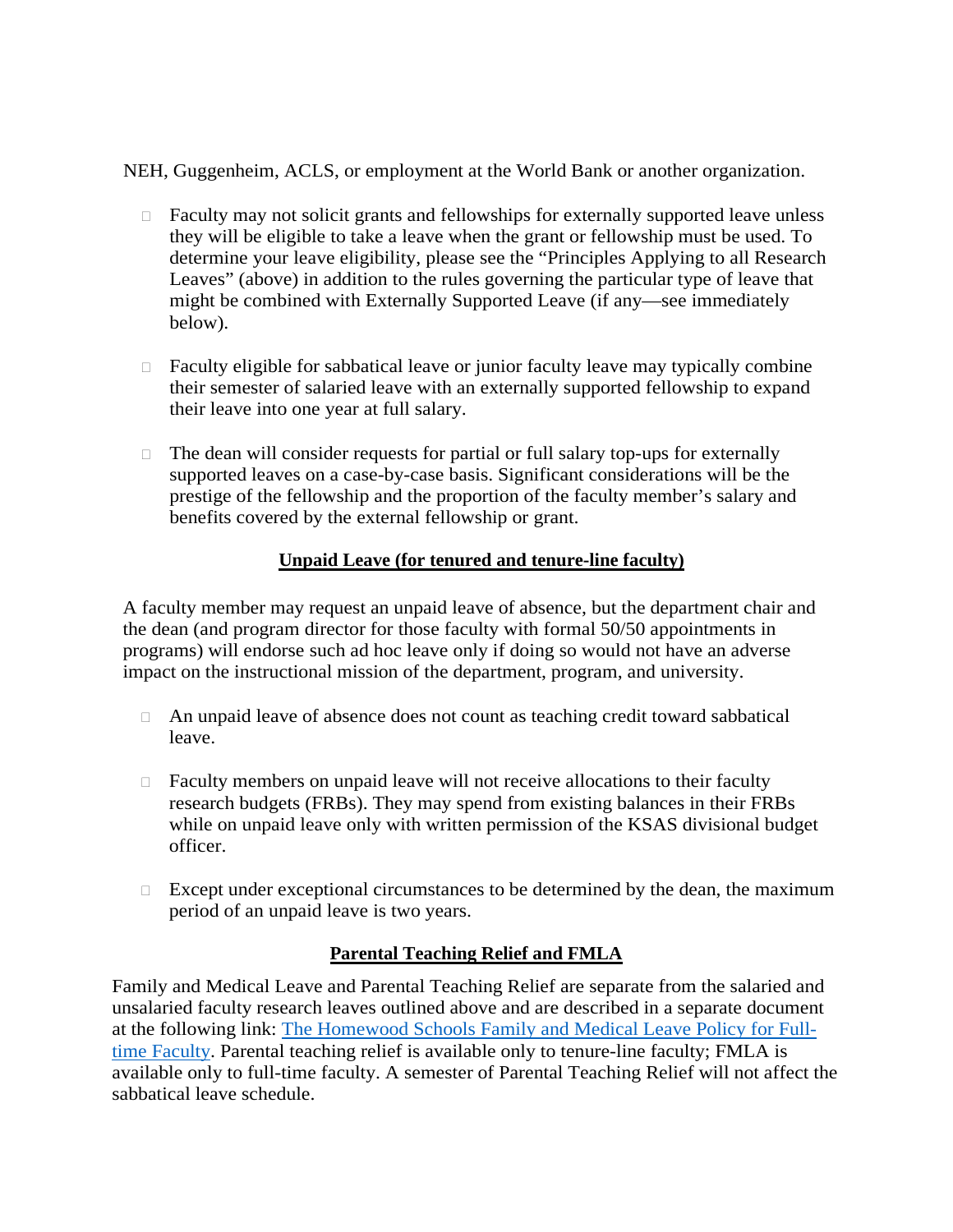NEH, Guggenheim, ACLS, or employment at the World Bank or another organization.

- Faculty may not solicit grants and fellowships for externally supported leave unless they will be eligible to take a leave when the grant or fellowship must be used. To determine your leave eligibility, please see the "Principles Applying to all Research Leaves" (above) in addition to the rules governing the particular type of leave that might be combined with Externally Supported Leave (if any—see immediately below).

- Faculty eligible for sabbatical leave or junior faculty leave may typically combine their semester of salaried leave with an externally supported fellowship to expand their leave into one year at full salary.

- The dean will consider requests for partial or full salary top-ups for externally supported leaves on a case-by-case basis. Significant considerations will be the prestige of the fellowship and the proportion of the faculty member's salary and benefits covered by the external fellowship or grant.

## Unpaid Leave (for tenured and tenure-line faculty)

A faculty member may request an unpaid leave of absence, but the department chair and the dean (and program director for those faculty with formal 50/50 appointments in programs) will endorse such ad hoc leave only if doing so would not have an adverse impact on the instructional mission of the department, program, and university.

- An unpaid leave of absence does not count as teaching credit toward sabbatical leave.

- Faculty members on unpaid leave will not receive allocations to their faculty research budgets (FRBs). They may spend from existing balances in their FRBs while on unpaid leave only with written permission of the KSAS divisional budget officer.

- Except under exceptional circumstances to be determined by the dean, the maximum period of an unpaid leave is two years.

## Parental Teaching Relief and FMLA

Family and Medical Leave and Parental Teaching Relief are separate from the salaried and unsalaried faculty research leaves outlined above and are described in a separate document at the following link: The Homewood Schools Family and Medical Leave Policy for Full-time Faculty. Parental teaching relief is available only to tenure-line faculty; FMLA is available only to full-time faculty. A semester of Parental Teaching Relief will not affect the sabbatical leave schedule.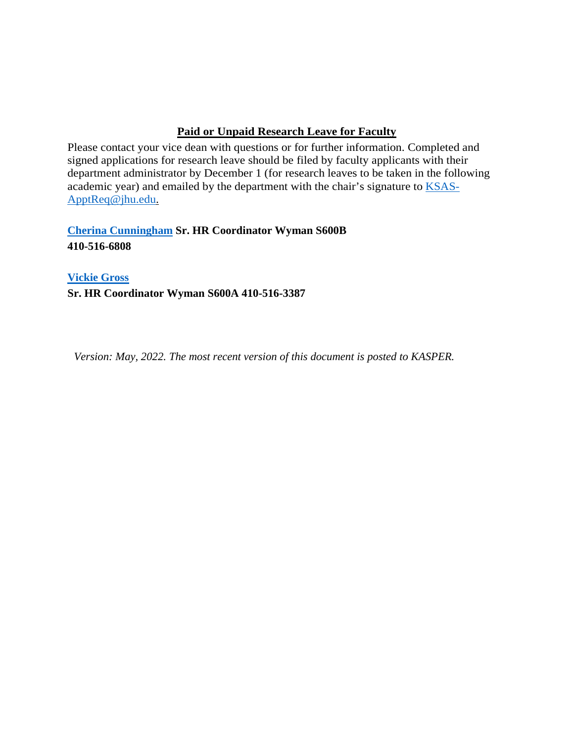## Paid or Unpaid Research Leave for Faculty

Please contact your vice dean with questions or for further information. Completed and signed applications for research leave should be filed by faculty applicants with their department administrator by December 1 (for research leaves to be taken in the following academic year) and emailed by the department with the chair's signature to KSAS-ApptReq@jhu.edu.

**Cherina Cunningham Sr. HR Coordinator Wyman S600B**
**410-516-6808**

**Vickie Gross**
**Sr. HR Coordinator Wyman S600A 410-516-3387**

*Version: May, 2022. The most recent version of this document is posted to KASPER.*